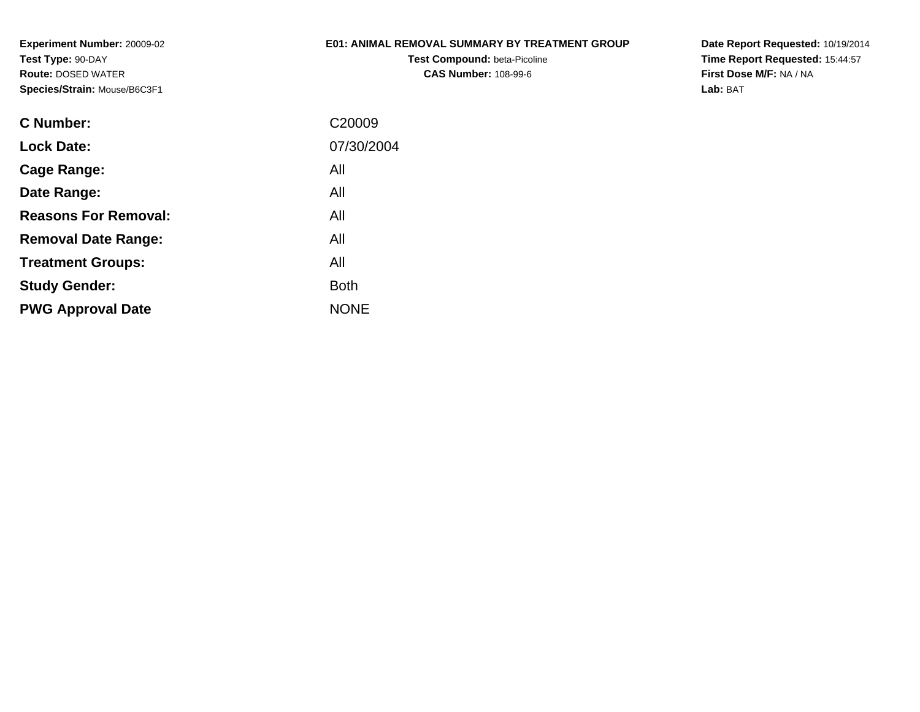**Experiment Number:** 20009-02
**Test Type:** 90-DAY
**Route:** DOSED WATER
**Species/Strain:** Mouse/B6C3F1

# E01: ANIMAL REMOVAL SUMMARY BY TREATMENT GROUP

**Test Compound:** beta-Picoline
**CAS Number:** 108-99-6

**Date Report Requested:** 10/19/2014
**Time Report Requested:** 15:44:57
**First Dose M/F:** NA / NA
**Lab:** BAT

| | |
|---|---|
| **C Number:** | C20009 |
| **Lock Date:** | 07/30/2004 |
| **Cage Range:** | All |
| **Date Range:** | All |
| **Reasons For Removal:** | All |
| **Removal Date Range:** | All |
| **Treatment Groups:** | All |
| **Study Gender:** | Both |
| **PWG Approval Date** | NONE |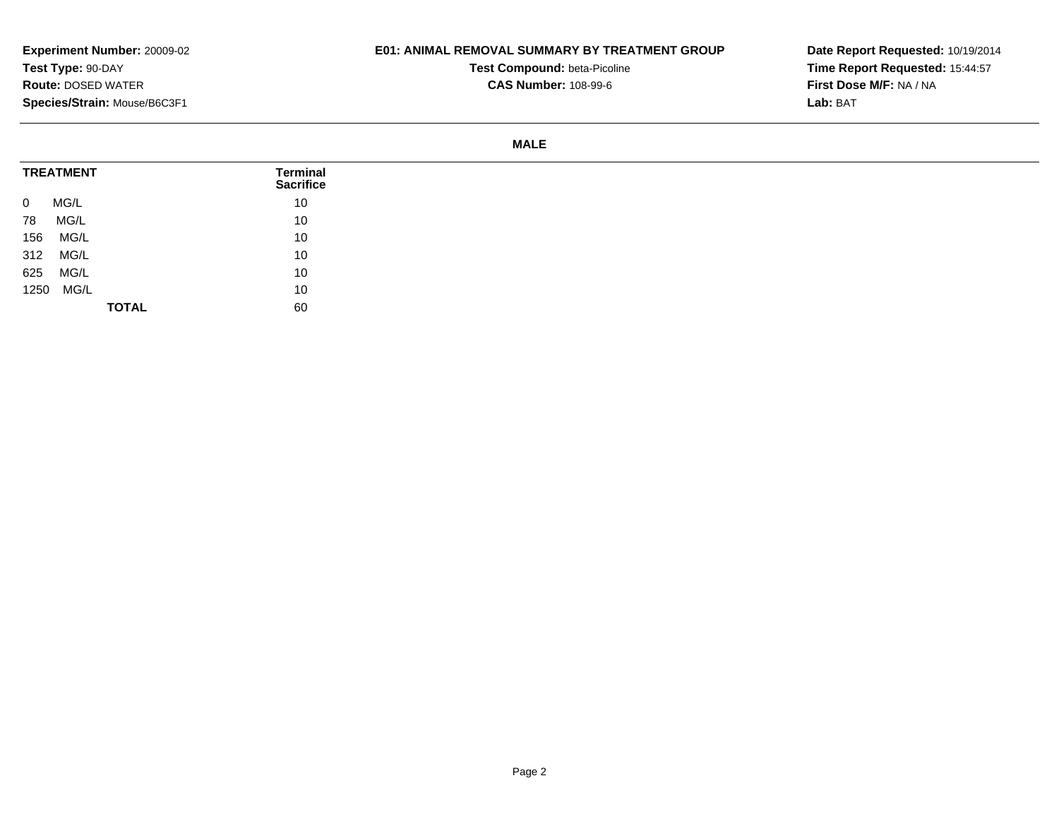**Experiment Number:** 20009-02
**Test Type:** 90-DAY
**Route:** DOSED WATER
**Species/Strain:** Mouse/B6C3F1

**E01: ANIMAL REMOVAL SUMMARY BY TREATMENT GROUP**
**Test Compound:** beta-Picoline
**CAS Number:** 108-99-6

**Date Report Requested:** 10/19/2014
**Time Report Requested:** 15:44:57
**First Dose M/F:** NA / NA
**Lab:** BAT

**MALE**

| TREATMENT | Terminal Sacrifice |
|---|---|
| 0 MG/L | 10 |
| 78 MG/L | 10 |
| 156 MG/L | 10 |
| 312 MG/L | 10 |
| 625 MG/L | 10 |
| 1250 MG/L | 10 |
| **TOTAL** | 60 |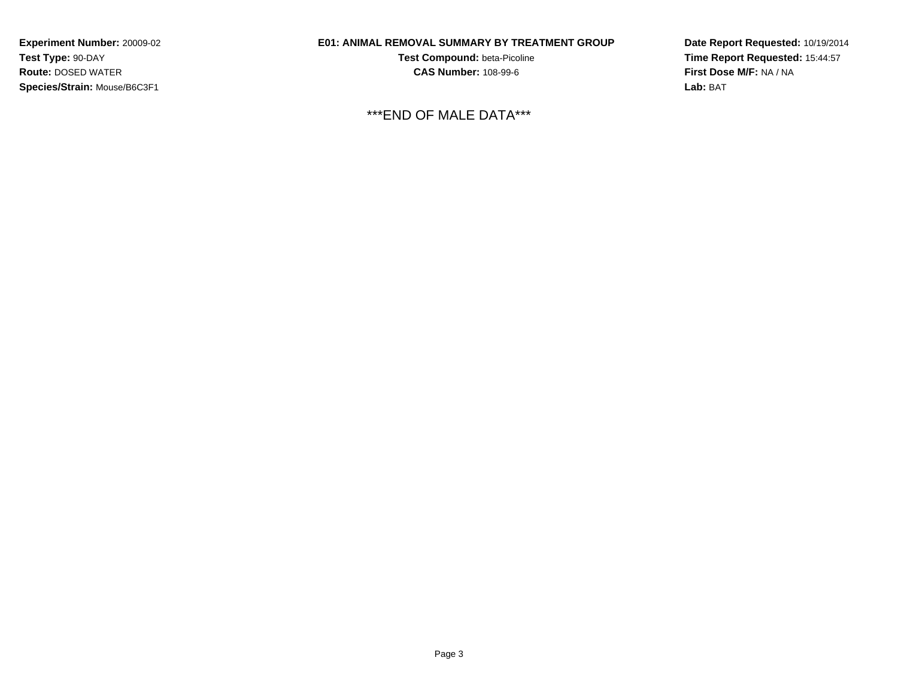**Experiment Number:** 20009-02
**Test Type:** 90-DAY
**Route:** DOSED WATER
**Species/Strain:** Mouse/B6C3F1

**E01: ANIMAL REMOVAL SUMMARY BY TREATMENT GROUP**
**Test Compound:** beta-Picoline
**CAS Number:** 108-99-6

**Date Report Requested:** 10/19/2014
**Time Report Requested:** 15:44:57
**First Dose M/F:** NA / NA
**Lab:** BAT

***END OF MALE DATA***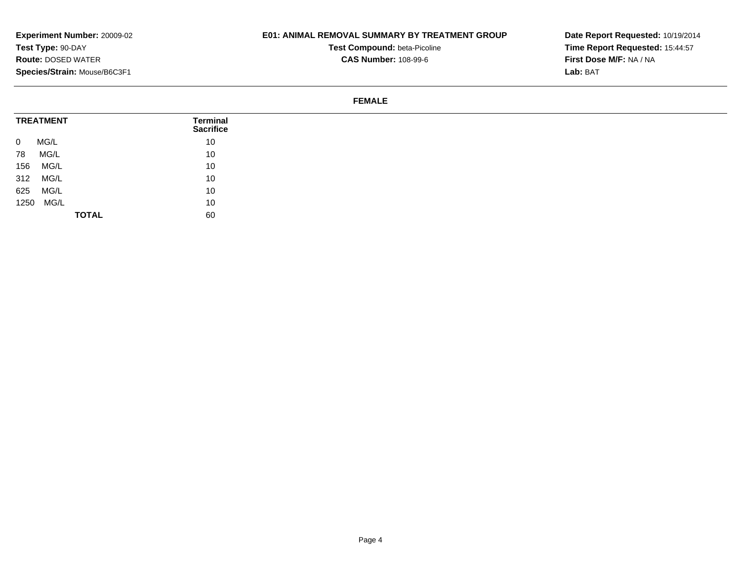**Experiment Number:** 20009-02
**Test Type:** 90-DAY
**Route:** DOSED WATER
**Species/Strain:** Mouse/B6C3F1

## E01: ANIMAL REMOVAL SUMMARY BY TREATMENT GROUP

**Test Compound:** beta-Picoline
**CAS Number:** 108-99-6

**Date Report Requested:** 10/19/2014
**Time Report Requested:** 15:44:57
**First Dose M/F:** NA / NA
**Lab:** BAT

### FEMALE

| TREATMENT | Terminal Sacrifice |
|---|---|
| 0 MG/L | 10 |
| 78 MG/L | 10 |
| 156 MG/L | 10 |
| 312 MG/L | 10 |
| 625 MG/L | 10 |
| 1250 MG/L | 10 |
| **TOTAL** | 60 |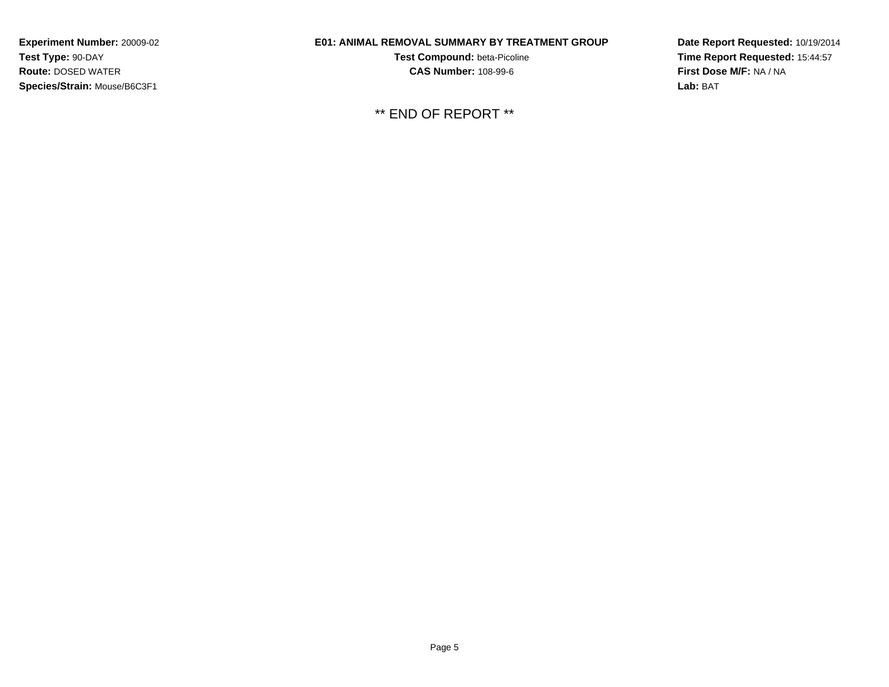**Experiment Number:** 20009-02
**Test Type:** 90-DAY
**Route:** DOSED WATER
**Species/Strain:** Mouse/B6C3F1

**E01: ANIMAL REMOVAL SUMMARY BY TREATMENT GROUP**
**Test Compound:** beta-Picoline
**CAS Number:** 108-99-6

**Date Report Requested:** 10/19/2014
**Time Report Requested:** 15:44:57
**First Dose M/F:** NA / NA
**Lab:** BAT

** END OF REPORT **